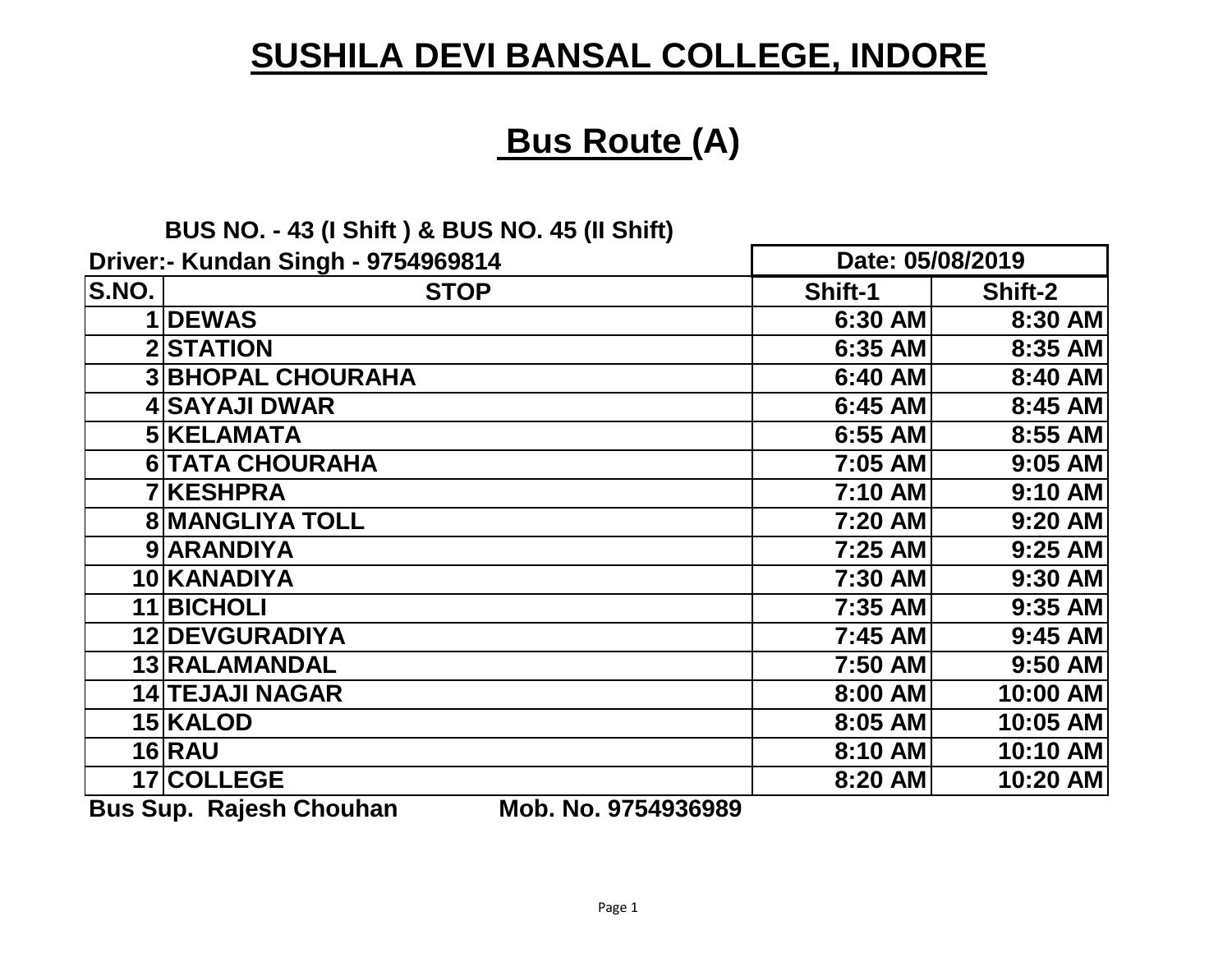# SUSHILA DEVI BANSAL COLLEGE, INDORE

## Bus Route (A)

**BUS NO. - 43 (I Shift ) & BUS NO. 45 (II Shift)**

**Driver:- Kundan Singh - 9754969814**

**Date: 05/08/2019**

| S.NO. | STOP | Shift-1 | Shift-2 |
|---|---|---|---|
| 1 | DEWAS | 6:30 AM | 8:30 AM |
| 2 | STATION | 6:35 AM | 8:35 AM |
| 3 | BHOPAL CHOURAHA | 6:40 AM | 8:40 AM |
| 4 | SAYAJI DWAR | 6:45 AM | 8:45 AM |
| 5 | KELAMATA | 6:55 AM | 8:55 AM |
| 6 | TATA CHOURAHA | 7:05 AM | 9:05 AM |
| 7 | KESHPRA | 7:10 AM | 9:10 AM |
| 8 | MANGLIYA TOLL | 7:20 AM | 9:20 AM |
| 9 | ARANDIYA | 7:25 AM | 9:25 AM |
| 10 | KANADIYA | 7:30 AM | 9:30 AM |
| 11 | BICHOLI | 7:35 AM | 9:35 AM |
| 12 | DEVGURADIYA | 7:45 AM | 9:45 AM |
| 13 | RALAMANDAL | 7:50 AM | 9:50 AM |
| 14 | TEJAJI NAGAR | 8:00 AM | 10:00 AM |
| 15 | KALOD | 8:05 AM | 10:05 AM |
| 16 | RAU | 8:10 AM | 10:10 AM |
| 17 | COLLEGE | 8:20 AM | 10:20 AM |

**Bus Sup. Rajesh Chouhan Mob. No. 9754936989**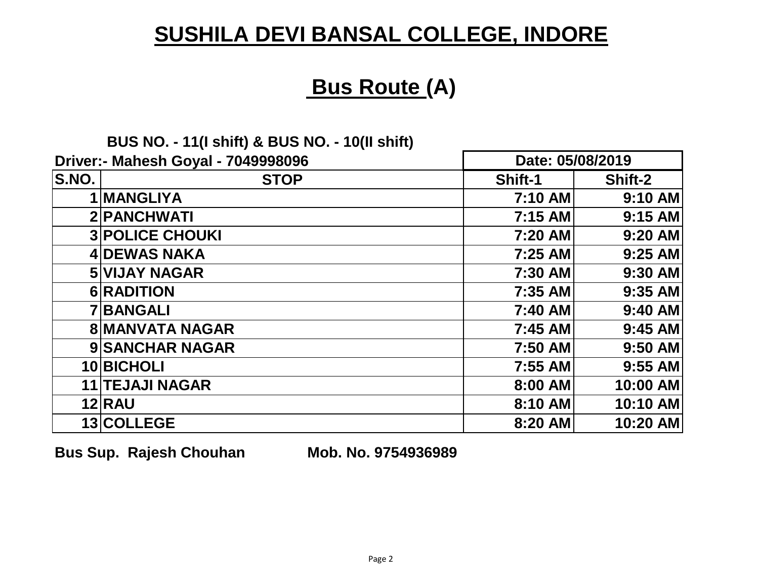# SUSHILA DEVI BANSAL COLLEGE, INDORE

## Bus Route (A)

**BUS NO. - 11(I shift) & BUS NO. - 10(II shift)**

**Driver:- Mahesh Goyal - 7049998096**

| | | Date: 05/08/2019 | |
|---|---|---|---|
| **S.NO.** | **STOP** | **Shift-1** | **Shift-2** |
| 1 | MANGLIYA | 7:10 AM | 9:10 AM |
| 2 | PANCHWATI | 7:15 AM | 9:15 AM |
| 3 | POLICE CHOUKI | 7:20 AM | 9:20 AM |
| 4 | DEWAS NAKA | 7:25 AM | 9:25 AM |
| 5 | VIJAY NAGAR | 7:30 AM | 9:30 AM |
| 6 | RADITION | 7:35 AM | 9:35 AM |
| 7 | BANGALI | 7:40 AM | 9:40 AM |
| 8 | MANVATA NAGAR | 7:45 AM | 9:45 AM |
| 9 | SANCHAR NAGAR | 7:50 AM | 9:50 AM |
| 10 | BICHOLI | 7:55 AM | 9:55 AM |
| 11 | TEJAJI NAGAR | 8:00 AM | 10:00 AM |
| 12 | RAU | 8:10 AM | 10:10 AM |
| 13 | COLLEGE | 8:20 AM | 10:20 AM |

**Bus Sup. Rajesh Chouhan Mob. No. 9754936989**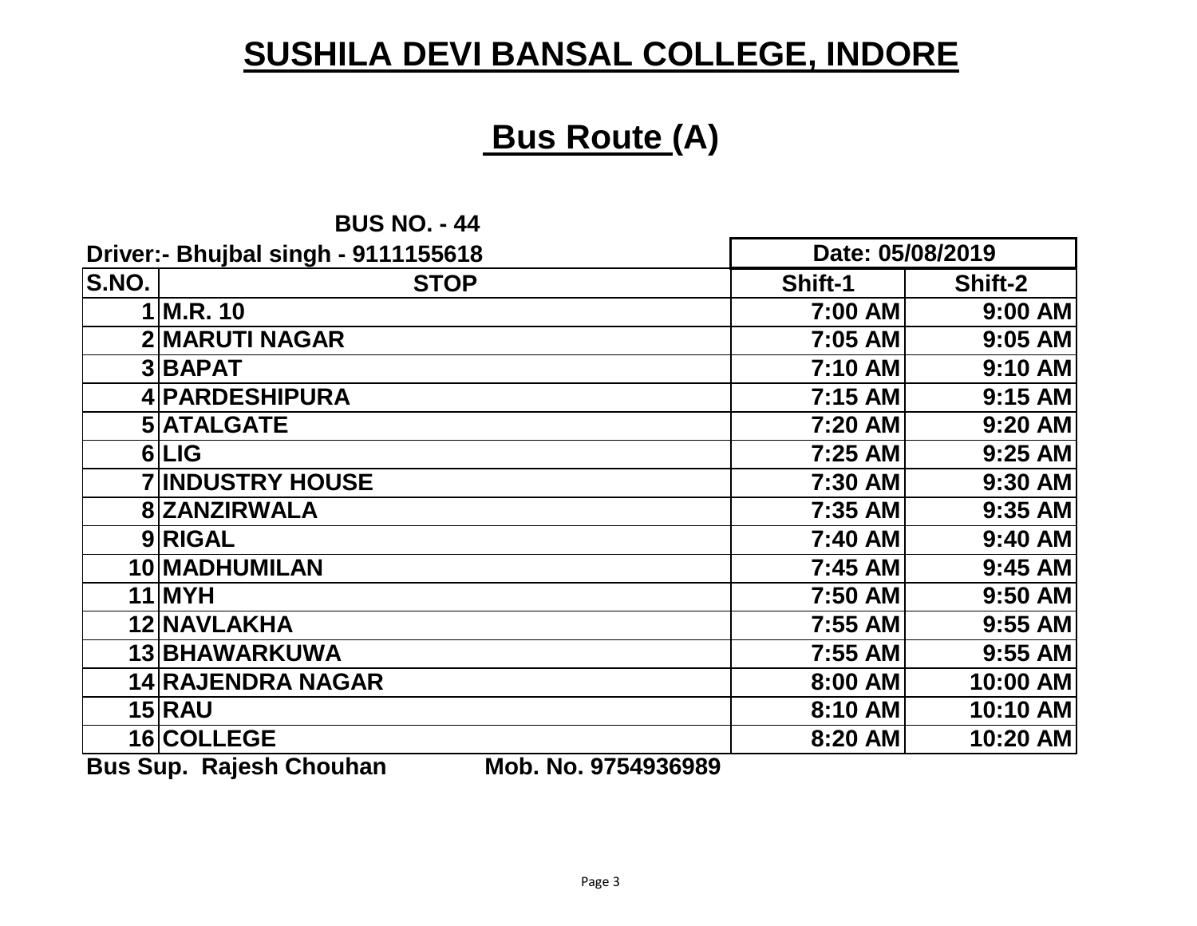# SUSHILA DEVI BANSAL COLLEGE, INDORE

## Bus Route (A)

**BUS NO. - 44**

**Driver:- Bhujbal singh - 9111155618**

**Date: 05/08/2019**

| S.NO. | STOP | Shift-1 | Shift-2 |
|---|---|---|---|
| 1 | M.R. 10 | 7:00 AM | 9:00 AM |
| 2 | MARUTI NAGAR | 7:05 AM | 9:05 AM |
| 3 | BAPAT | 7:10 AM | 9:10 AM |
| 4 | PARDESHIPURA | 7:15 AM | 9:15 AM |
| 5 | ATALGATE | 7:20 AM | 9:20 AM |
| 6 | LIG | 7:25 AM | 9:25 AM |
| 7 | INDUSTRY HOUSE | 7:30 AM | 9:30 AM |
| 8 | ZANZIRWALA | 7:35 AM | 9:35 AM |
| 9 | RIGAL | 7:40 AM | 9:40 AM |
| 10 | MADHUMILAN | 7:45 AM | 9:45 AM |
| 11 | MYH | 7:50 AM | 9:50 AM |
| 12 | NAVLAKHA | 7:55 AM | 9:55 AM |
| 13 | BHAWARKUWA | 7:55 AM | 9:55 AM |
| 14 | RAJENDRA NAGAR | 8:00 AM | 10:00 AM |
| 15 | RAU | 8:10 AM | 10:10 AM |
| 16 | COLLEGE | 8:20 AM | 10:20 AM |

**Bus Sup. Rajesh Chouhan Mob. No. 9754936989**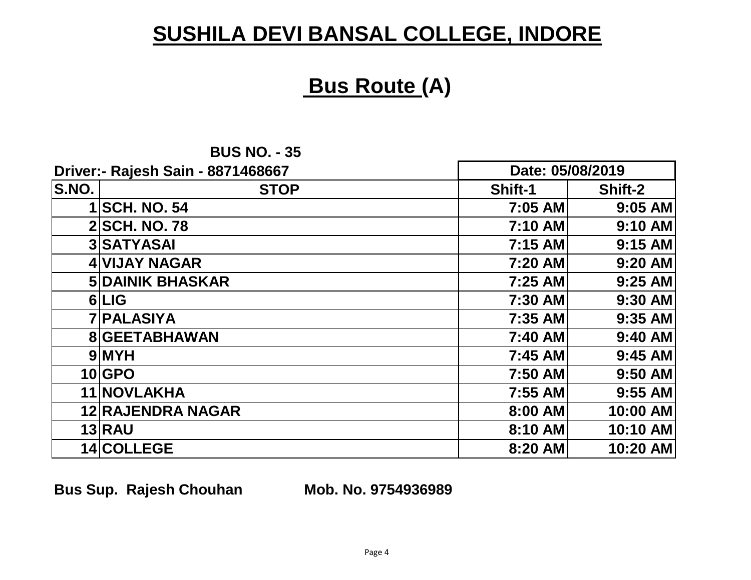# SUSHILA DEVI BANSAL COLLEGE, INDORE

## Bus Route (A)

**BUS NO. - 35**

| Driver:- Rajesh Sain - 8871468667 | | Date: 05/08/2019 | |
|---|---|---|---|
| **S.NO.** | **STOP** | **Shift-1** | **Shift-2** |
| 1 | SCH. NO. 54 | 7:05 AM | 9:05 AM |
| 2 | SCH. NO. 78 | 7:10 AM | 9:10 AM |
| 3 | SATYASAI | 7:15 AM | 9:15 AM |
| 4 | VIJAY NAGAR | 7:20 AM | 9:20 AM |
| 5 | DAINIK BHASKAR | 7:25 AM | 9:25 AM |
| 6 | LIG | 7:30 AM | 9:30 AM |
| 7 | PALASIYA | 7:35 AM | 9:35 AM |
| 8 | GEETABHAWAN | 7:40 AM | 9:40 AM |
| 9 | MYH | 7:45 AM | 9:45 AM |
| 10 | GPO | 7:50 AM | 9:50 AM |
| 11 | NOVLAKHA | 7:55 AM | 9:55 AM |
| 12 | RAJENDRA NAGAR | 8:00 AM | 10:00 AM |
| 13 | RAU | 8:10 AM | 10:10 AM |
| 14 | COLLEGE | 8:20 AM | 10:20 AM |

**Bus Sup. Rajesh Chouhan Mob. No. 9754936989**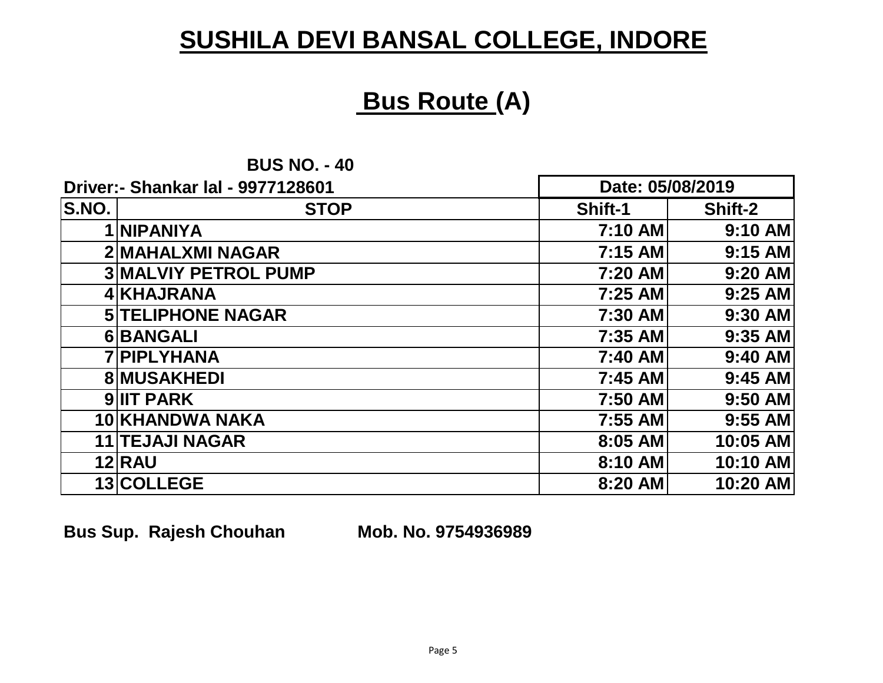# SUSHILA DEVI BANSAL COLLEGE, INDORE

## Bus Route (A)

**BUS NO. - 40**

**Driver:- Shankar lal - 9977128601**

| S.NO. | STOP | Date: 05/08/2019 | |
|---|---|---|---|
| | | Shift-1 | Shift-2 |
| 1 | NIPANIYA | 7:10 AM | 9:10 AM |
| 2 | MAHALXMI NAGAR | 7:15 AM | 9:15 AM |
| 3 | MALVIY PETROL PUMP | 7:20 AM | 9:20 AM |
| 4 | KHAJRANA | 7:25 AM | 9:25 AM |
| 5 | TELIPHONE NAGAR | 7:30 AM | 9:30 AM |
| 6 | BANGALI | 7:35 AM | 9:35 AM |
| 7 | PIPLYHANA | 7:40 AM | 9:40 AM |
| 8 | MUSAKHEDI | 7:45 AM | 9:45 AM |
| 9 | IIT PARK | 7:50 AM | 9:50 AM |
| 10 | KHANDWA NAKA | 7:55 AM | 9:55 AM |
| 11 | TEJAJI NAGAR | 8:05 AM | 10:05 AM |
| 12 | RAU | 8:10 AM | 10:10 AM |
| 13 | COLLEGE | 8:20 AM | 10:20 AM |

**Bus Sup. Rajesh Chouhan Mob. No. 9754936989**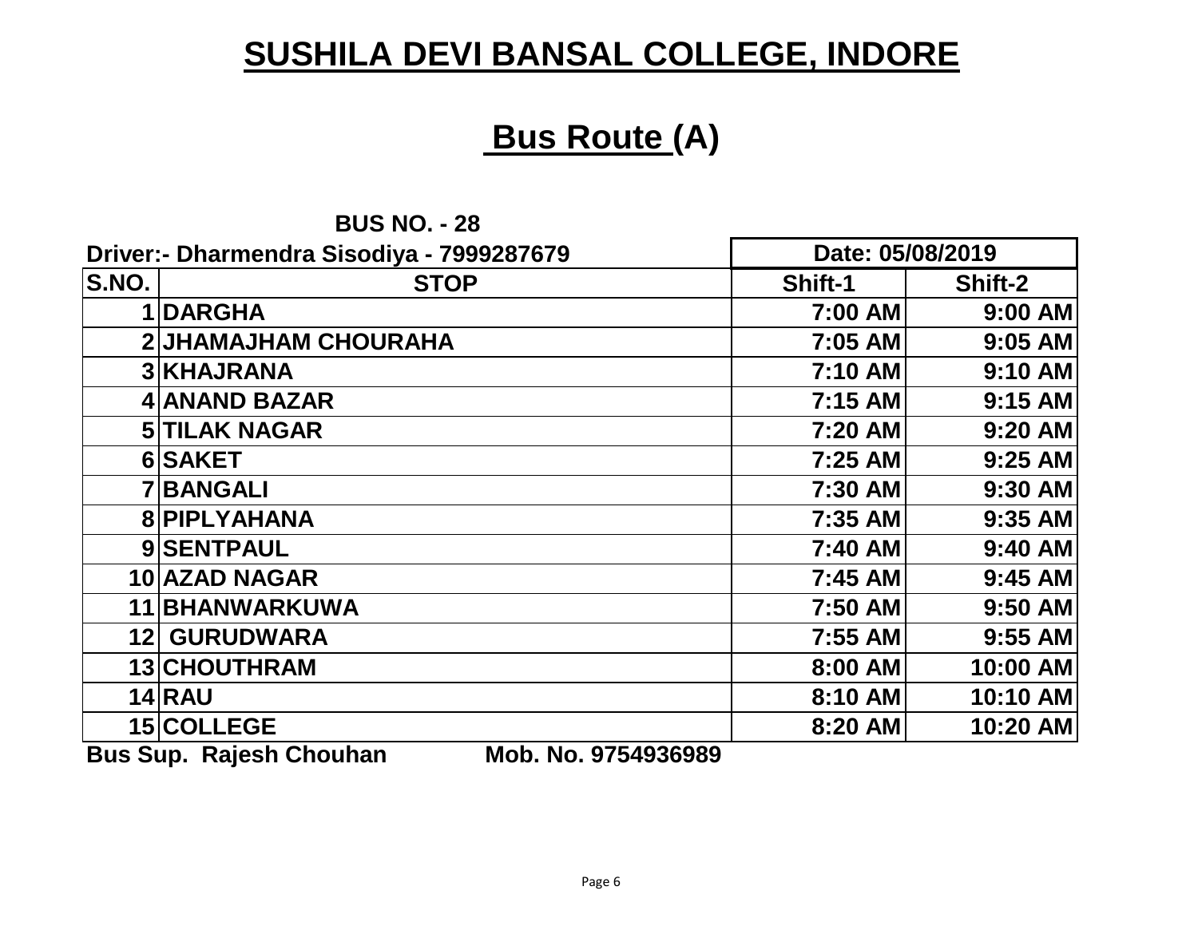# SUSHILA DEVI BANSAL COLLEGE, INDORE

## Bus Route (A)

**BUS NO. - 28**

**Driver:- Dharmendra Sisodiya - 7999287679**

| S.NO. | STOP | Date: 05/08/2019 | |
|---|---|---|---|
| | | Shift-1 | Shift-2 |
| 1 | DARGHA | 7:00 AM | 9:00 AM |
| 2 | JHAMAJHAM CHOURAHA | 7:05 AM | 9:05 AM |
| 3 | KHAJRANA | 7:10 AM | 9:10 AM |
| 4 | ANAND BAZAR | 7:15 AM | 9:15 AM |
| 5 | TILAK NAGAR | 7:20 AM | 9:20 AM |
| 6 | SAKET | 7:25 AM | 9:25 AM |
| 7 | BANGALI | 7:30 AM | 9:30 AM |
| 8 | PIPLYAHANA | 7:35 AM | 9:35 AM |
| 9 | SENTPAUL | 7:40 AM | 9:40 AM |
| 10 | AZAD NAGAR | 7:45 AM | 9:45 AM |
| 11 | BHANWARKUWA | 7:50 AM | 9:50 AM |
| 12 | GURUDWARA | 7:55 AM | 9:55 AM |
| 13 | CHOUTHRAM | 8:00 AM | 10:00 AM |
| 14 | RAU | 8:10 AM | 10:10 AM |
| 15 | COLLEGE | 8:20 AM | 10:20 AM |

**Bus Sup. Rajesh Chouhan Mob. No. 9754936989**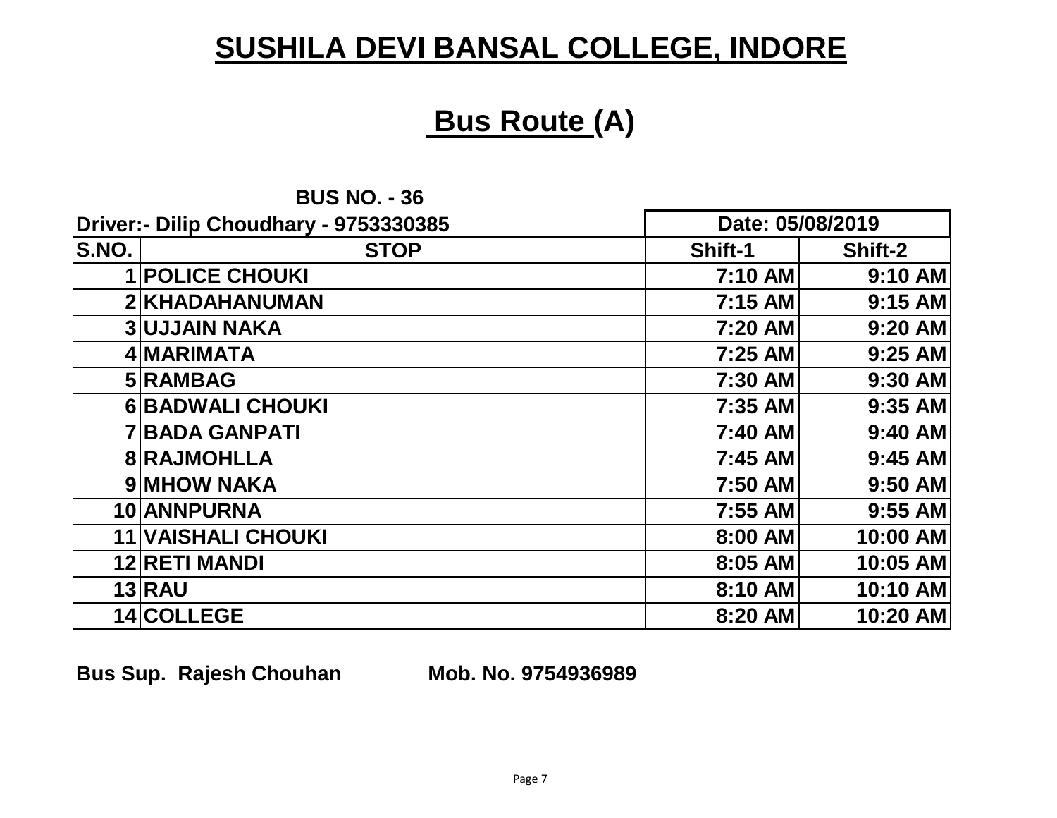# SUSHILA DEVI BANSAL COLLEGE, INDORE

## Bus Route (A)

**BUS NO. - 36**

**Driver:- Dilip Choudhary - 9753330385**

**Date: 05/08/2019**

| S.NO. | STOP | Shift-1 | Shift-2 |
|---|---|---|---|
| 1 | POLICE CHOUKI | 7:10 AM | 9:10 AM |
| 2 | KHADAHANUMAN | 7:15 AM | 9:15 AM |
| 3 | UJJAIN NAKA | 7:20 AM | 9:20 AM |
| 4 | MARIMATA | 7:25 AM | 9:25 AM |
| 5 | RAMBAG | 7:30 AM | 9:30 AM |
| 6 | BADWALI CHOUKI | 7:35 AM | 9:35 AM |
| 7 | BADA GANPATI | 7:40 AM | 9:40 AM |
| 8 | RAJMOHLLA | 7:45 AM | 9:45 AM |
| 9 | MHOW NAKA | 7:50 AM | 9:50 AM |
| 10 | ANNPURNA | 7:55 AM | 9:55 AM |
| 11 | VAISHALI CHOUKI | 8:00 AM | 10:00 AM |
| 12 | RETI MANDI | 8:05 AM | 10:05 AM |
| 13 | RAU | 8:10 AM | 10:10 AM |
| 14 | COLLEGE | 8:20 AM | 10:20 AM |

**Bus Sup. Rajesh Chouhan Mob. No. 9754936989**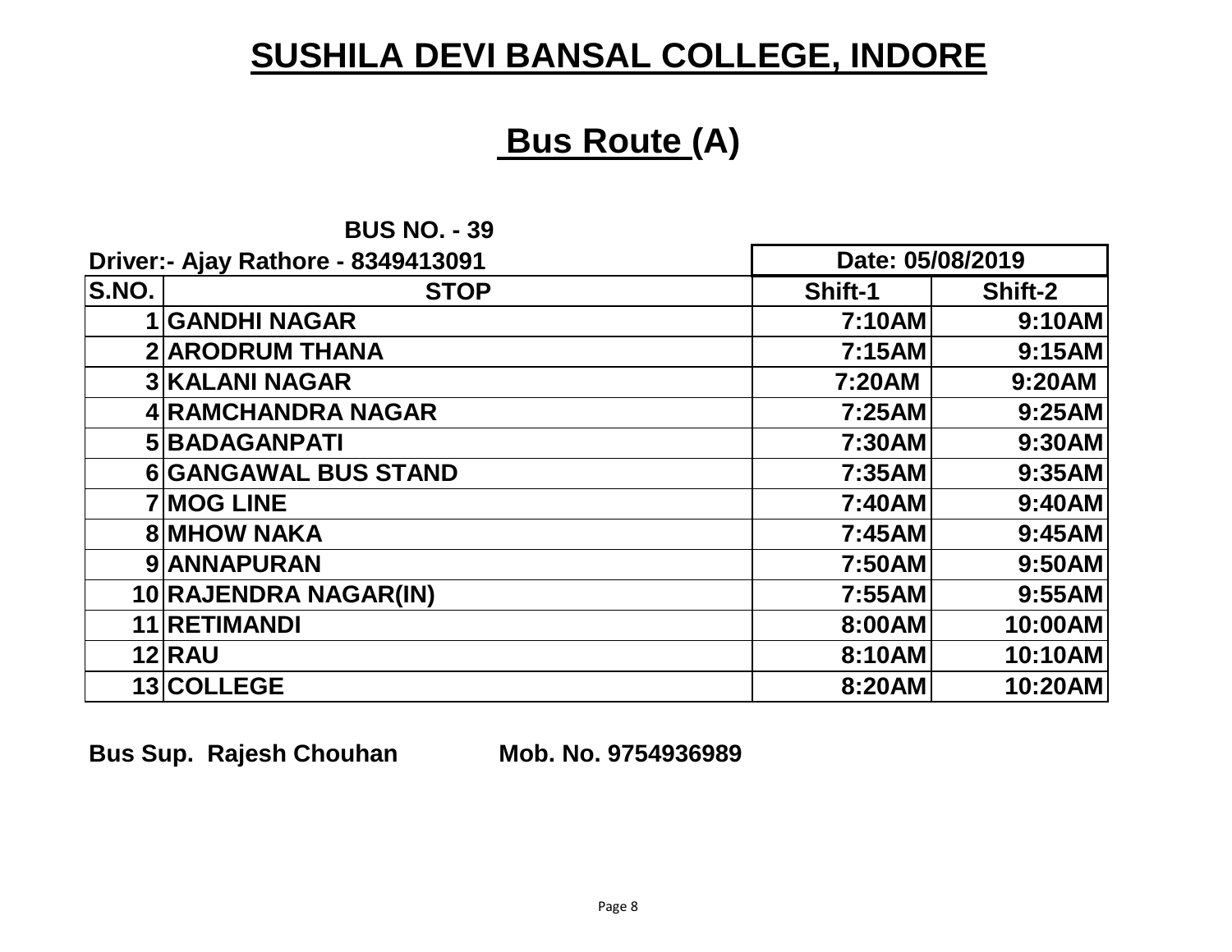# SUSHILA DEVI BANSAL COLLEGE, INDORE

## Bus Route (A)

**BUS NO. - 39**

**Driver:- Ajay Rathore - 8349413091**

| S.NO. | STOP | Date: 05/08/2019 | |
|---|---|---|---|
| | | Shift-1 | Shift-2 |
| 1 | GANDHI NAGAR | 7:10AM | 9:10AM |
| 2 | ARODRUM THANA | 7:15AM | 9:15AM |
| 3 | KALANI NAGAR | 7:20AM | 9:20AM |
| 4 | RAMCHANDRA NAGAR | 7:25AM | 9:25AM |
| 5 | BADAGANPATI | 7:30AM | 9:30AM |
| 6 | GANGAWAL BUS STAND | 7:35AM | 9:35AM |
| 7 | MOG LINE | 7:40AM | 9:40AM |
| 8 | MHOW NAKA | 7:45AM | 9:45AM |
| 9 | ANNAPURAN | 7:50AM | 9:50AM |
| 10 | RAJENDRA NAGAR(IN) | 7:55AM | 9:55AM |
| 11 | RETIMANDI | 8:00AM | 10:00AM |
| 12 | RAU | 8:10AM | 10:10AM |
| 13 | COLLEGE | 8:20AM | 10:20AM |

**Bus Sup. Rajesh Chouhan Mob. No. 9754936989**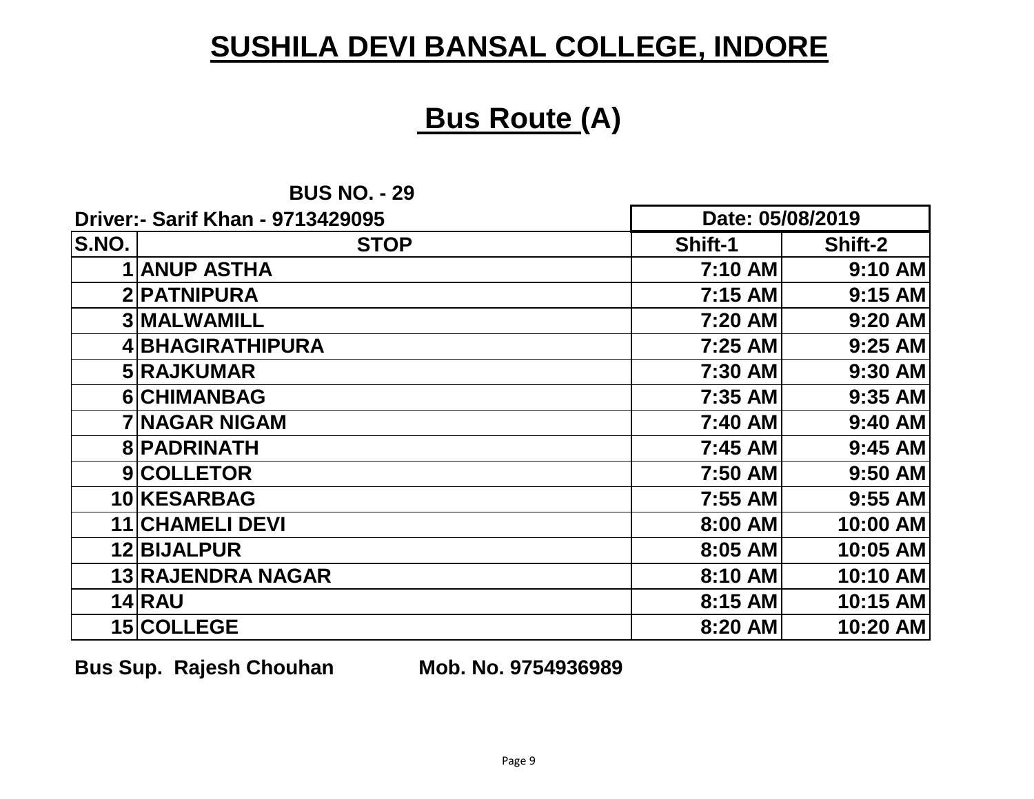# SUSHILA DEVI BANSAL COLLEGE, INDORE

## Bus Route (A)

**BUS NO. - 29**

**Driver:- Sarif Khan - 9713429095**

| | | Date: 05/08/2019 | |
|---|---|---|---|
| **S.NO.** | **STOP** | **Shift-1** | **Shift-2** |
| 1 | ANUP ASTHA | 7:10 AM | 9:10 AM |
| 2 | PATNIPURA | 7:15 AM | 9:15 AM |
| 3 | MALWAMILL | 7:20 AM | 9:20 AM |
| 4 | BHAGIRATHIPURA | 7:25 AM | 9:25 AM |
| 5 | RAJKUMAR | 7:30 AM | 9:30 AM |
| 6 | CHIMANBAG | 7:35 AM | 9:35 AM |
| 7 | NAGAR NIGAM | 7:40 AM | 9:40 AM |
| 8 | PADRINATH | 7:45 AM | 9:45 AM |
| 9 | COLLETOR | 7:50 AM | 9:50 AM |
| 10 | KESARBAG | 7:55 AM | 9:55 AM |
| 11 | CHAMELI DEVI | 8:00 AM | 10:00 AM |
| 12 | BIJALPUR | 8:05 AM | 10:05 AM |
| 13 | RAJENDRA NAGAR | 8:10 AM | 10:10 AM |
| 14 | RAU | 8:15 AM | 10:15 AM |
| 15 | COLLEGE | 8:20 AM | 10:20 AM |

**Bus Sup. Rajesh Chouhan Mob. No. 9754936989**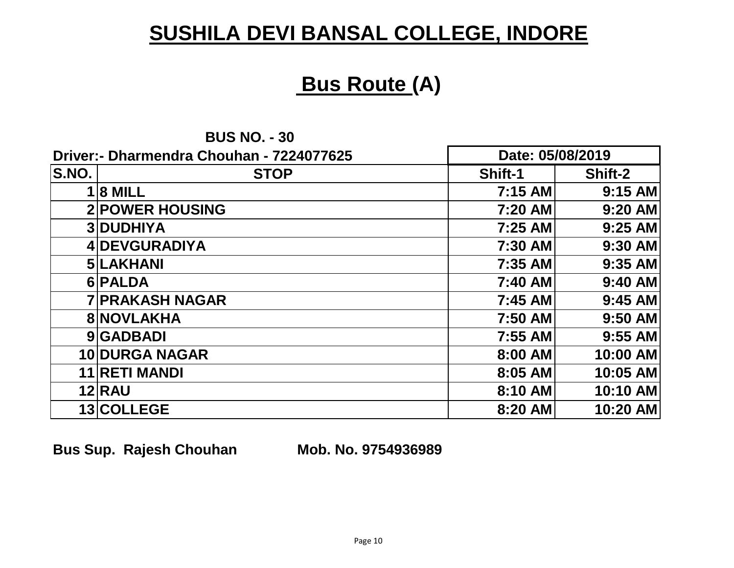# SUSHILA DEVI BANSAL COLLEGE, INDORE

## Bus Route (A)

**BUS NO. - 30**

**Driver:- Dharmendra Chouhan - 7224077625** | **Date: 05/08/2019**

| S.NO. | STOP | Shift-1 | Shift-2 |
|---|---|---|---|
| 1 | 8 MILL | 7:15 AM | 9:15 AM |
| 2 | POWER HOUSING | 7:20 AM | 9:20 AM |
| 3 | DUDHIYA | 7:25 AM | 9:25 AM |
| 4 | DEVGURADIYA | 7:30 AM | 9:30 AM |
| 5 | LAKHANI | 7:35 AM | 9:35 AM |
| 6 | PALDA | 7:40 AM | 9:40 AM |
| 7 | PRAKASH NAGAR | 7:45 AM | 9:45 AM |
| 8 | NOVLAKHA | 7:50 AM | 9:50 AM |
| 9 | GADBADI | 7:55 AM | 9:55 AM |
| 10 | DURGA NAGAR | 8:00 AM | 10:00 AM |
| 11 | RETI MANDI | 8:05 AM | 10:05 AM |
| 12 | RAU | 8:10 AM | 10:10 AM |
| 13 | COLLEGE | 8:20 AM | 10:20 AM |

**Bus Sup. Rajesh Chouhan** **Mob. No. 9754936989**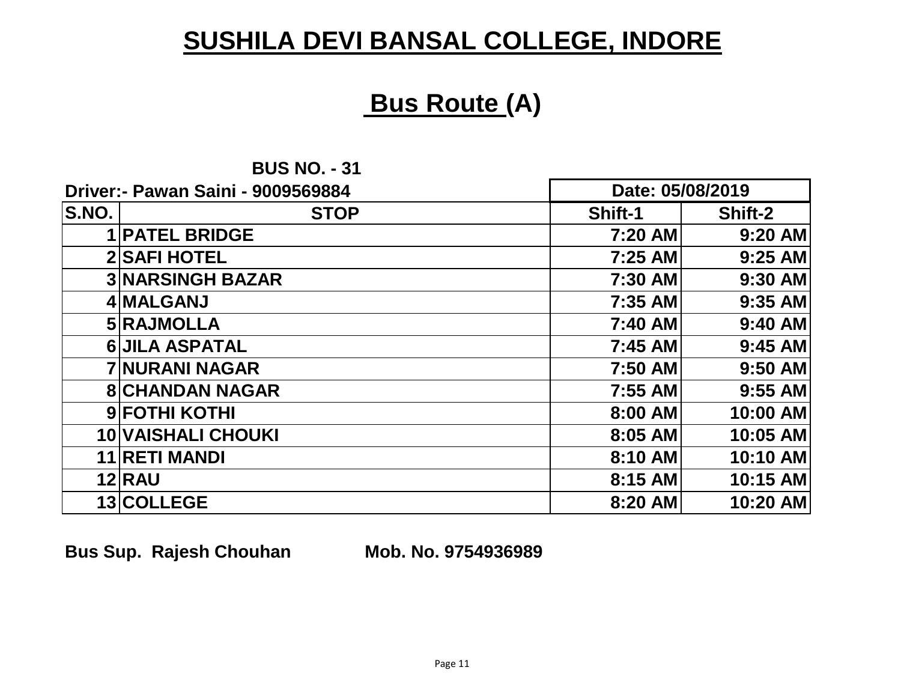# SUSHILA DEVI BANSAL COLLEGE, INDORE

## Bus Route (A)

**BUS NO. - 31**

**Driver:- Pawan Saini - 9009569884**

**Date: 05/08/2019**

| S.NO. | STOP | Shift-1 | Shift-2 |
|---|---|---|---|
| 1 | PATEL BRIDGE | 7:20 AM | 9:20 AM |
| 2 | SAFI HOTEL | 7:25 AM | 9:25 AM |
| 3 | NARSINGH BAZAR | 7:30 AM | 9:30 AM |
| 4 | MALGANJ | 7:35 AM | 9:35 AM |
| 5 | RAJMOLLA | 7:40 AM | 9:40 AM |
| 6 | JILA ASPATAL | 7:45 AM | 9:45 AM |
| 7 | NURANI NAGAR | 7:50 AM | 9:50 AM |
| 8 | CHANDAN NAGAR | 7:55 AM | 9:55 AM |
| 9 | FOTHI KOTHI | 8:00 AM | 10:00 AM |
| 10 | VAISHALI CHOUKI | 8:05 AM | 10:05 AM |
| 11 | RETI MANDI | 8:10 AM | 10:10 AM |
| 12 | RAU | 8:15 AM | 10:15 AM |
| 13 | COLLEGE | 8:20 AM | 10:20 AM |

**Bus Sup. Rajesh Chouhan** **Mob. No. 9754936989**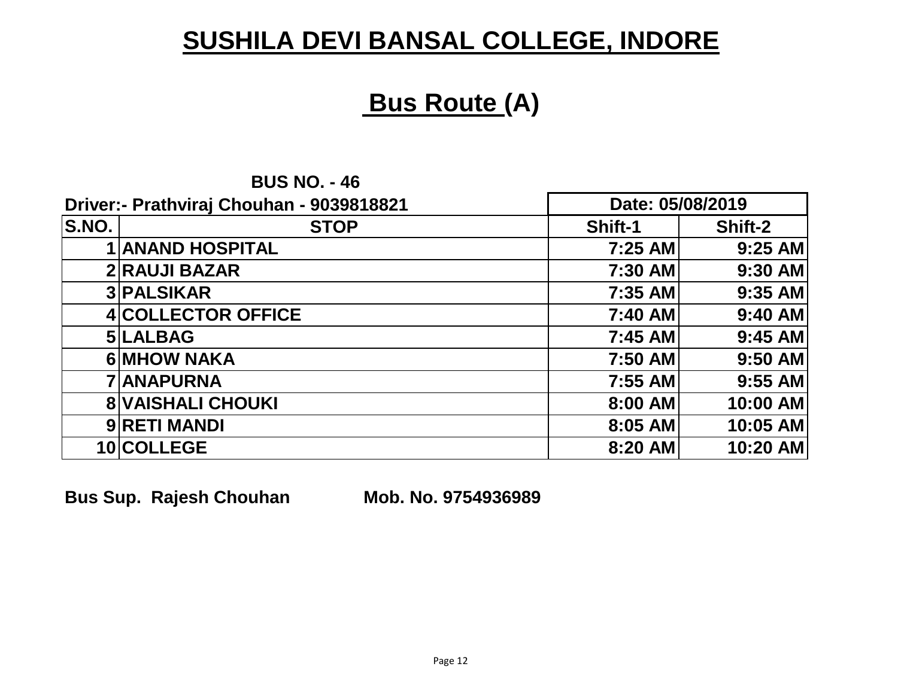# SUSHILA DEVI BANSAL COLLEGE, INDORE

## Bus Route (A)

**BUS NO. - 46**

**Driver:- Prathviraj Chouhan - 9039818821**

| S.NO. | STOP | Date: 05/08/2019 | |
|---|---|---|---|
| | | Shift-1 | Shift-2 |
| 1 | ANAND HOSPITAL | 7:25 AM | 9:25 AM |
| 2 | RAUJI BAZAR | 7:30 AM | 9:30 AM |
| 3 | PALSIKAR | 7:35 AM | 9:35 AM |
| 4 | COLLECTOR OFFICE | 7:40 AM | 9:40 AM |
| 5 | LALBAG | 7:45 AM | 9:45 AM |
| 6 | MHOW NAKA | 7:50 AM | 9:50 AM |
| 7 | ANAPURNA | 7:55 AM | 9:55 AM |
| 8 | VAISHALI CHOUKI | 8:00 AM | 10:00 AM |
| 9 | RETI MANDI | 8:05 AM | 10:05 AM |
| 10 | COLLEGE | 8:20 AM | 10:20 AM |

**Bus Sup. Rajesh Chouhan** **Mob. No. 9754936989**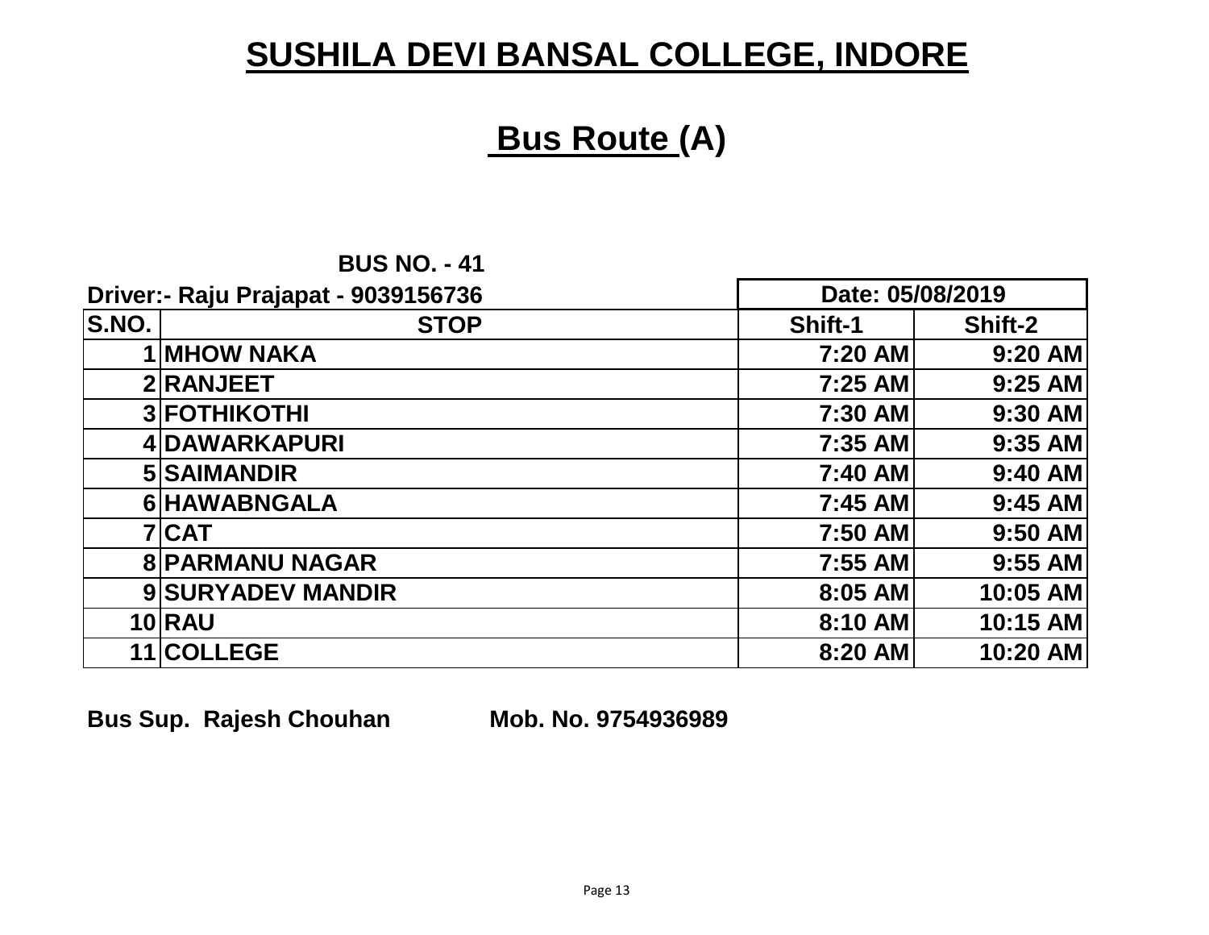# SUSHILA DEVI BANSAL COLLEGE, INDORE

## Bus Route (A)

**BUS NO. - 41**

**Driver:- Raju Prajapat - 9039156736**

| S.NO. | STOP | Date: 05/08/2019 | |
|---|---|---|---|
| | | Shift-1 | Shift-2 |
| 1 | MHOW NAKA | 7:20 AM | 9:20 AM |
| 2 | RANJEET | 7:25 AM | 9:25 AM |
| 3 | FOTHIKOTHI | 7:30 AM | 9:30 AM |
| 4 | DAWARKAPURI | 7:35 AM | 9:35 AM |
| 5 | SAIMANDIR | 7:40 AM | 9:40 AM |
| 6 | HAWABNGALA | 7:45 AM | 9:45 AM |
| 7 | CAT | 7:50 AM | 9:50 AM |
| 8 | PARMANU NAGAR | 7:55 AM | 9:55 AM |
| 9 | SURYADEV MANDIR | 8:05 AM | 10:05 AM |
| 10 | RAU | 8:10 AM | 10:15 AM |
| 11 | COLLEGE | 8:20 AM | 10:20 AM |

**Bus Sup. Rajesh Chouhan** **Mob. No. 9754936989**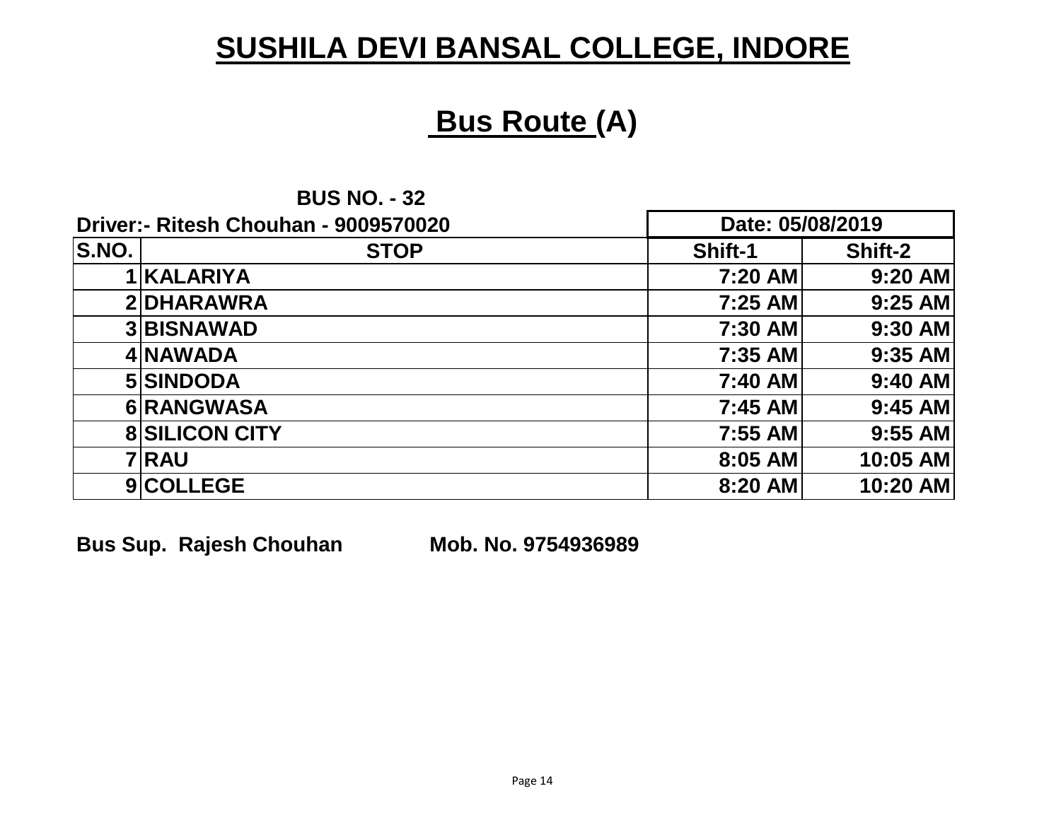# SUSHILA DEVI BANSAL COLLEGE, INDORE

## Bus Route (A)

**BUS NO. - 32**

**Driver:- Ritesh Chouhan - 9009570020**

| S.NO. | STOP | Date: 05/08/2019 | |
|---|---|---|---|
| | | Shift-1 | Shift-2 |
| 1 | KALARIYA | 7:20 AM | 9:20 AM |
| 2 | DHARAWRA | 7:25 AM | 9:25 AM |
| 3 | BISNAWAD | 7:30 AM | 9:30 AM |
| 4 | NAWADA | 7:35 AM | 9:35 AM |
| 5 | SINDODA | 7:40 AM | 9:40 AM |
| 6 | RANGWASA | 7:45 AM | 9:45 AM |
| 8 | SILICON CITY | 7:55 AM | 9:55 AM |
| 7 | RAU | 8:05 AM | 10:05 AM |
| 9 | COLLEGE | 8:20 AM | 10:20 AM |

**Bus Sup. Rajesh Chouhan Mob. No. 9754936989**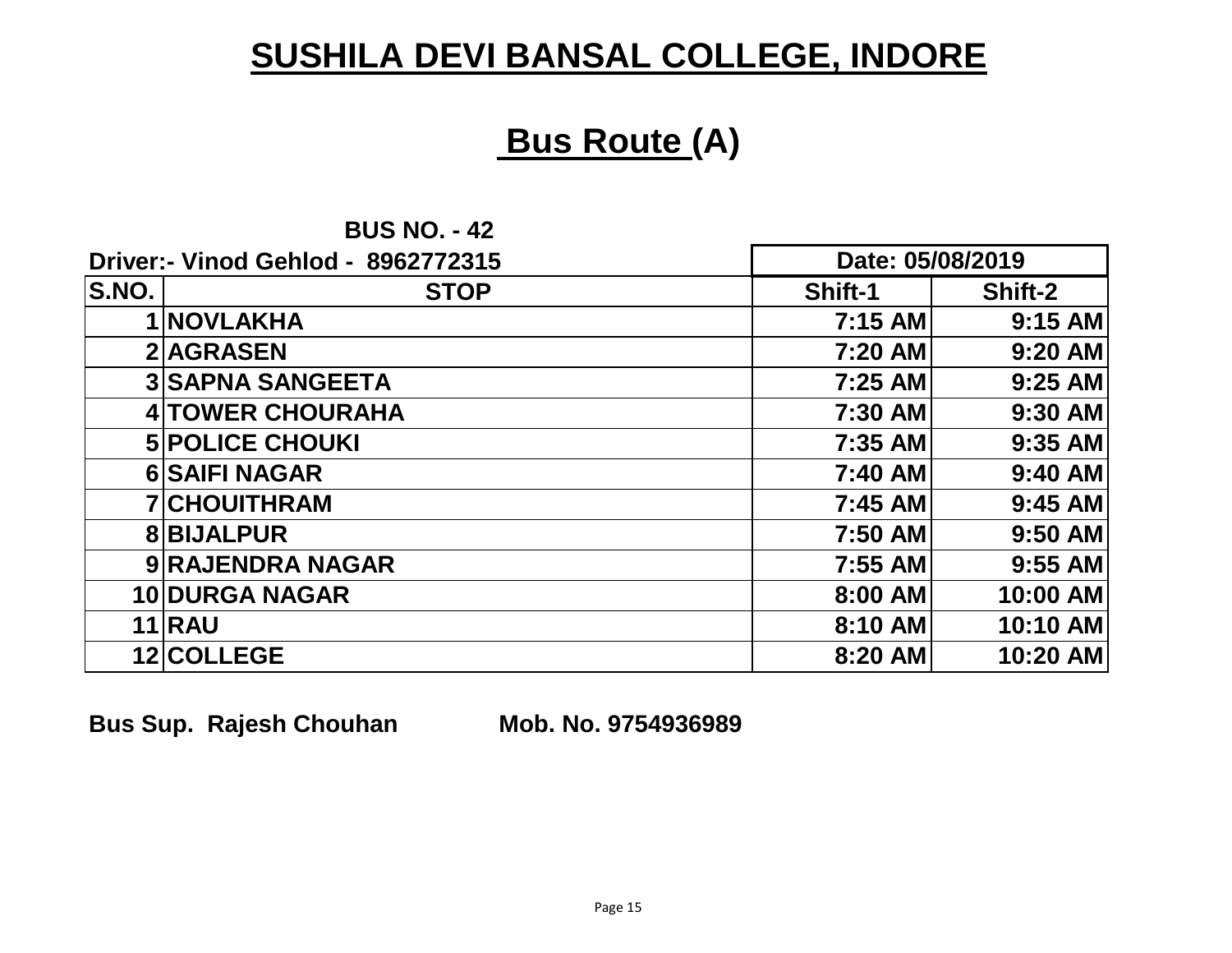# SUSHILA DEVI BANSAL COLLEGE, INDORE

## Bus Route (A)

**BUS NO. - 42**

**Driver:- Vinod Gehlod - 8962772315**

**Date: 05/08/2019**

| S.NO. | STOP | Shift-1 | Shift-2 |
|---|---|---|---|
| 1 | NOVLAKHA | 7:15 AM | 9:15 AM |
| 2 | AGRASEN | 7:20 AM | 9:20 AM |
| 3 | SAPNA SANGEETA | 7:25 AM | 9:25 AM |
| 4 | TOWER CHOURAHA | 7:30 AM | 9:30 AM |
| 5 | POLICE CHOUKI | 7:35 AM | 9:35 AM |
| 6 | SAIFI NAGAR | 7:40 AM | 9:40 AM |
| 7 | CHOUITHRAM | 7:45 AM | 9:45 AM |
| 8 | BIJALPUR | 7:50 AM | 9:50 AM |
| 9 | RAJENDRA NAGAR | 7:55 AM | 9:55 AM |
| 10 | DURGA NAGAR | 8:00 AM | 10:00 AM |
| 11 | RAU | 8:10 AM | 10:10 AM |
| 12 | COLLEGE | 8:20 AM | 10:20 AM |

**Bus Sup. Rajesh Chouhan Mob. No. 9754936989**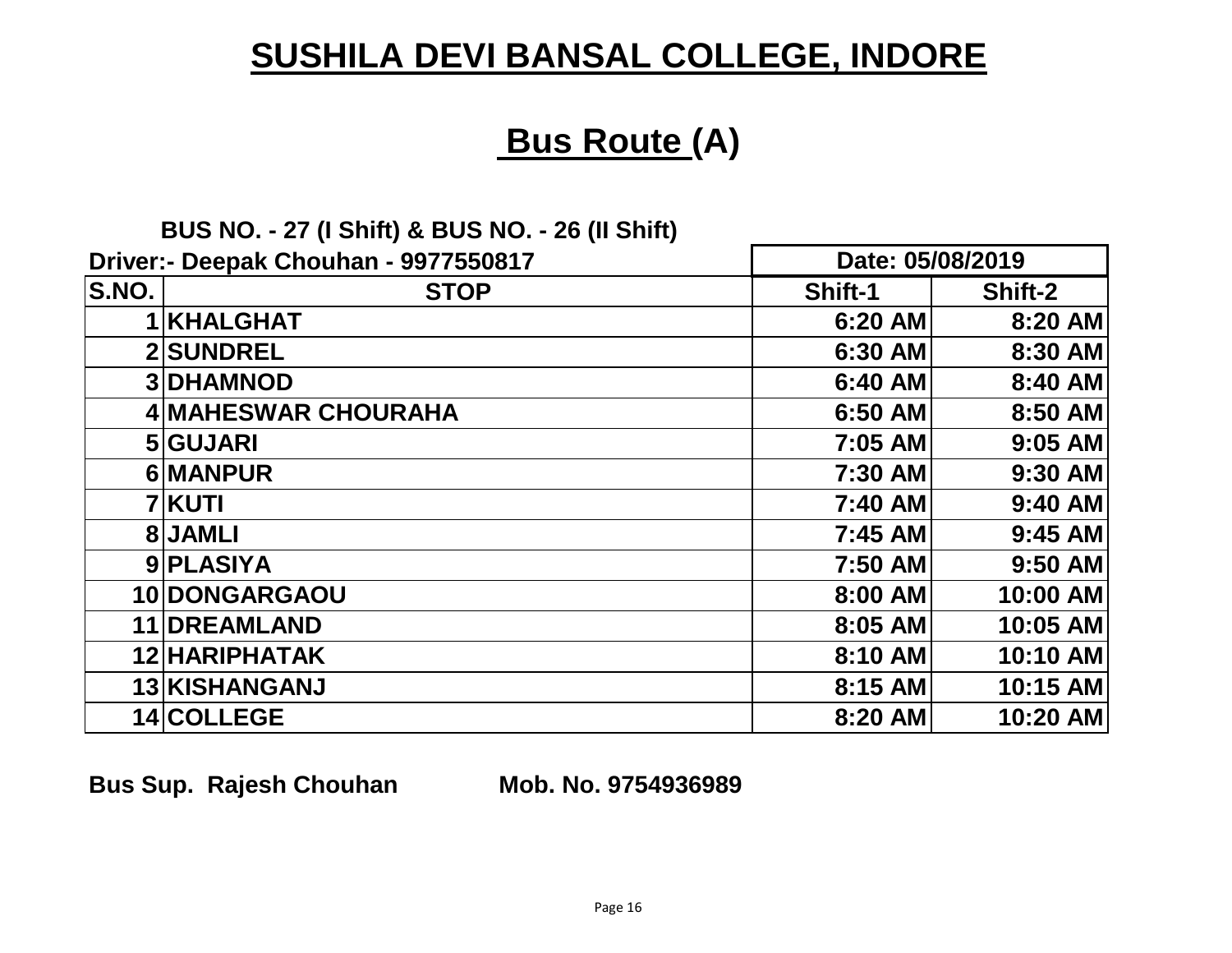# SUSHILA DEVI BANSAL COLLEGE, INDORE

## Bus Route (A)

**BUS NO. - 27 (I Shift) & BUS NO. - 26 (II Shift)**

**Driver:- Deepak Chouhan - 9977550817**

| S.NO. | STOP | Shift-1 | Shift-2 |
|---|---|---|---|
| | | Date: 05/08/2019 | |
| 1 | KHALGHAT | 6:20 AM | 8:20 AM |
| 2 | SUNDREL | 6:30 AM | 8:30 AM |
| 3 | DHAMNOD | 6:40 AM | 8:40 AM |
| 4 | MAHESWAR CHOURAHA | 6:50 AM | 8:50 AM |
| 5 | GUJARI | 7:05 AM | 9:05 AM |
| 6 | MANPUR | 7:30 AM | 9:30 AM |
| 7 | KUTI | 7:40 AM | 9:40 AM |
| 8 | JAMLI | 7:45 AM | 9:45 AM |
| 9 | PLASIYA | 7:50 AM | 9:50 AM |
| 10 | DONGARGAOU | 8:00 AM | 10:00 AM |
| 11 | DREAMLAND | 8:05 AM | 10:05 AM |
| 12 | HARIPHATAK | 8:10 AM | 10:10 AM |
| 13 | KISHANGANJ | 8:15 AM | 10:15 AM |
| 14 | COLLEGE | 8:20 AM | 10:20 AM |

**Bus Sup. Rajesh Chouhan Mob. No. 9754936989**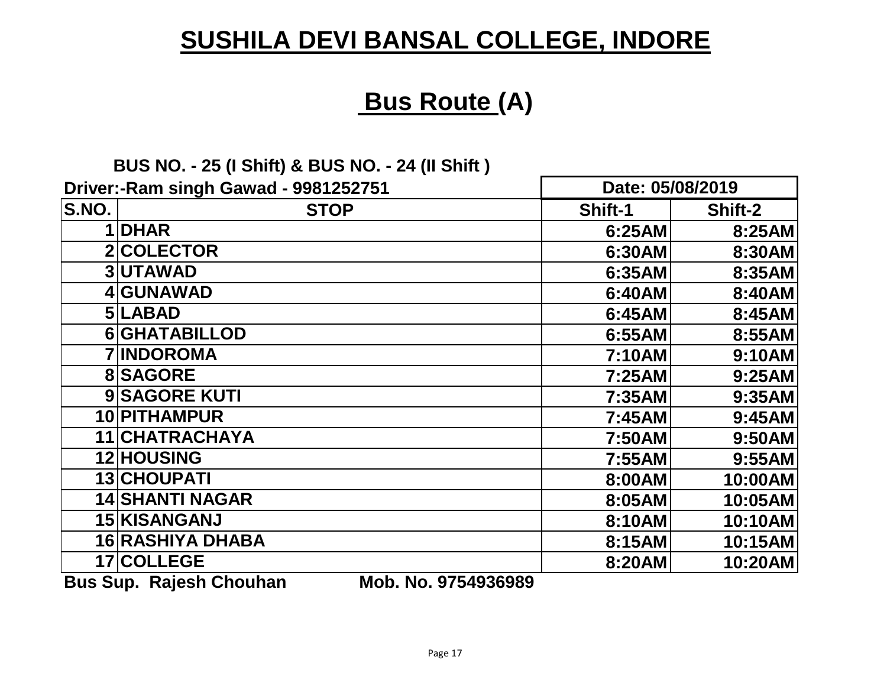# SUSHILA DEVI BANSAL COLLEGE, INDORE

## Bus Route (A)

**BUS NO. - 25 (I Shift) & BUS NO. - 24 (II Shift )**

**Driver:-Ram singh Gawad - 9981252751**

**Date: 05/08/2019**

| S.NO. | STOP | Shift-1 | Shift-2 |
|---|---|---|---|
| 1 | DHAR | 6:25AM | 8:25AM |
| 2 | COLECTOR | 6:30AM | 8:30AM |
| 3 | UTAWAD | 6:35AM | 8:35AM |
| 4 | GUNAWAD | 6:40AM | 8:40AM |
| 5 | LABAD | 6:45AM | 8:45AM |
| 6 | GHATABILLOD | 6:55AM | 8:55AM |
| 7 | INDOROMA | 7:10AM | 9:10AM |
| 8 | SAGORE | 7:25AM | 9:25AM |
| 9 | SAGORE KUTI | 7:35AM | 9:35AM |
| 10 | PITHAMPUR | 7:45AM | 9:45AM |
| 11 | CHATRACHAYA | 7:50AM | 9:50AM |
| 12 | HOUSING | 7:55AM | 9:55AM |
| 13 | CHOUPATI | 8:00AM | 10:00AM |
| 14 | SHANTI NAGAR | 8:05AM | 10:05AM |
| 15 | KISANGANJ | 8:10AM | 10:10AM |
| 16 | RASHIYA DHABA | 8:15AM | 10:15AM |
| 17 | COLLEGE | 8:20AM | 10:20AM |

**Bus Sup. Rajesh Chouhan Mob. No. 9754936989**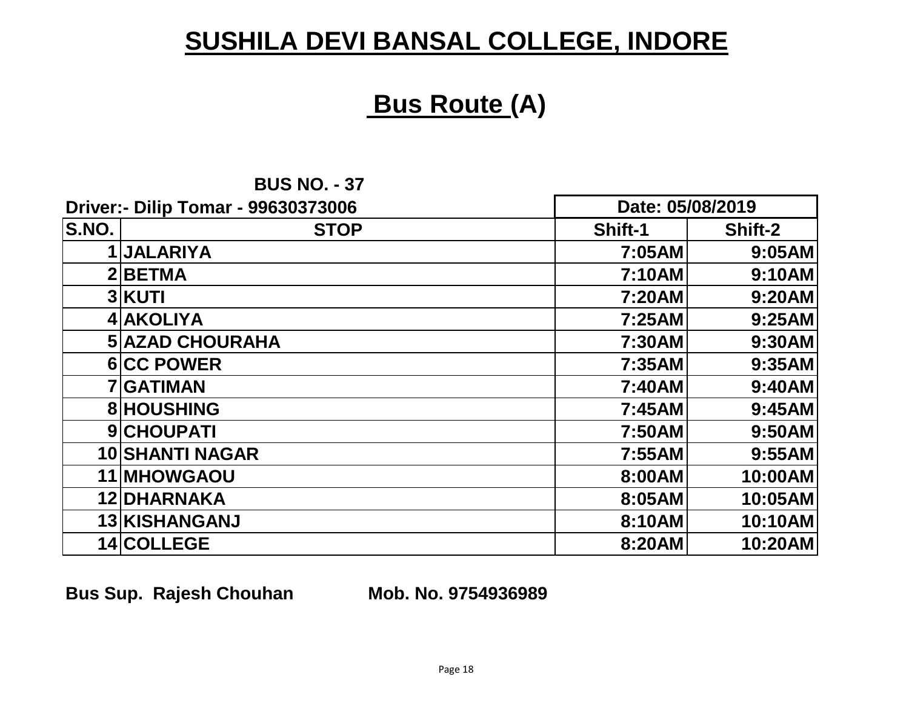# SUSHILA DEVI BANSAL COLLEGE, INDORE

## Bus Route (A)

**BUS NO. - 37**

| Driver:- Dilip Tomar - 99630373006 | | Date: 05/08/2019 | |
|---|---|---|---|
| S.NO. | STOP | Shift-1 | Shift-2 |
| 1 | JALARIYA | 7:05AM | 9:05AM |
| 2 | BETMA | 7:10AM | 9:10AM |
| 3 | KUTI | 7:20AM | 9:20AM |
| 4 | AKOLIYA | 7:25AM | 9:25AM |
| 5 | AZAD CHOURAHA | 7:30AM | 9:30AM |
| 6 | CC POWER | 7:35AM | 9:35AM |
| 7 | GATIMAN | 7:40AM | 9:40AM |
| 8 | HOUSHING | 7:45AM | 9:45AM |
| 9 | CHOUPATI | 7:50AM | 9:50AM |
| 10 | SHANTI NAGAR | 7:55AM | 9:55AM |
| 11 | MHOWGAOU | 8:00AM | 10:00AM |
| 12 | DHARNAKA | 8:05AM | 10:05AM |
| 13 | KISHANGANJ | 8:10AM | 10:10AM |
| 14 | COLLEGE | 8:20AM | 10:20AM |

**Bus Sup. Rajesh Chouhan Mob. No. 9754936989**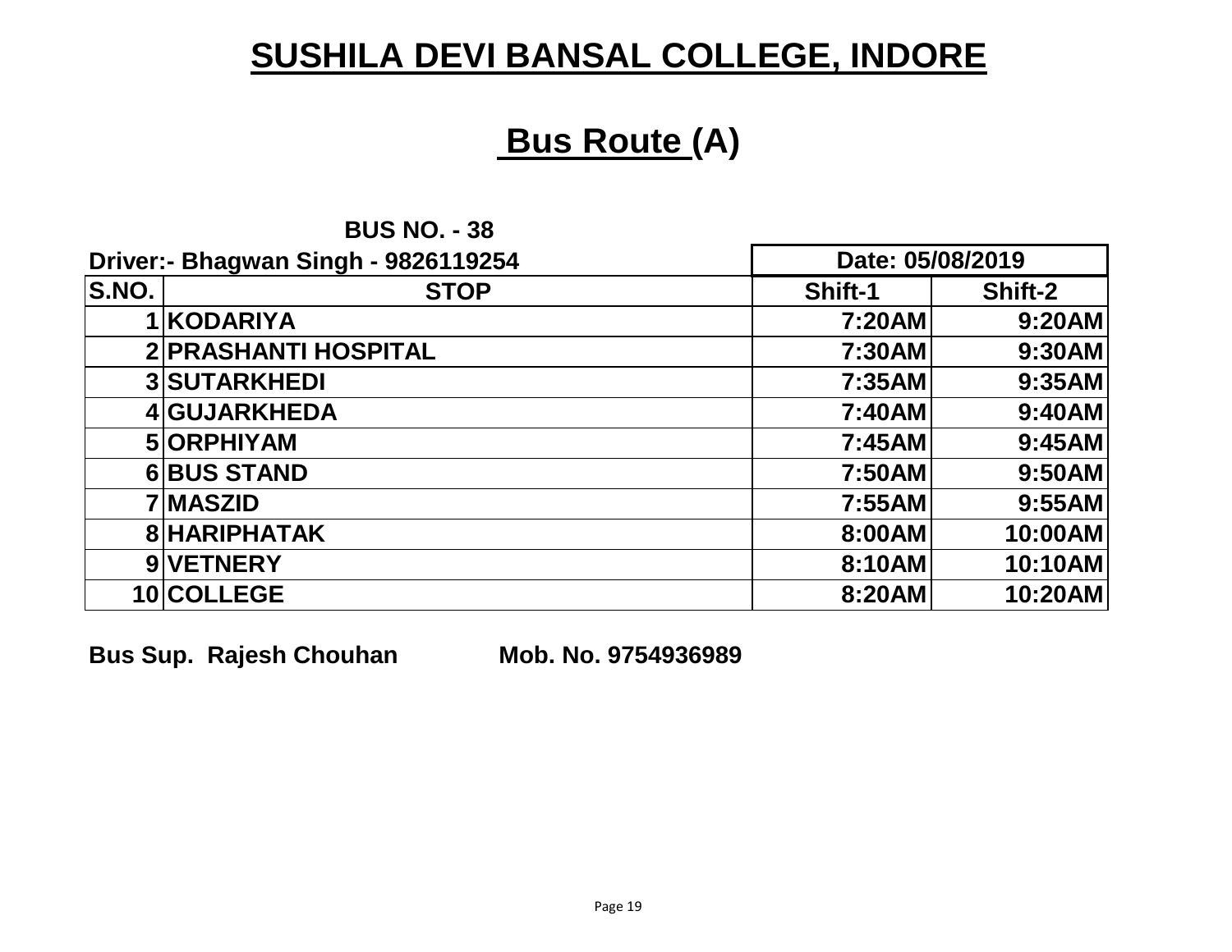# SUSHILA DEVI BANSAL COLLEGE, INDORE

## Bus Route (A)

**BUS NO. - 38**

**Driver:- Bhagwan Singh - 9826119254**

**Date: 05/08/2019**

| S.NO. | STOP | Shift-1 | Shift-2 |
|---|---|---|---|
| 1 | KODARIYA | 7:20AM | 9:20AM |
| 2 | PRASHANTI HOSPITAL | 7:30AM | 9:30AM |
| 3 | SUTARKHEDI | 7:35AM | 9:35AM |
| 4 | GUJARKHEDA | 7:40AM | 9:40AM |
| 5 | ORPHIYAM | 7:45AM | 9:45AM |
| 6 | BUS STAND | 7:50AM | 9:50AM |
| 7 | MASZID | 7:55AM | 9:55AM |
| 8 | HARIPHATAK | 8:00AM | 10:00AM |
| 9 | VETNERY | 8:10AM | 10:10AM |
| 10 | COLLEGE | 8:20AM | 10:20AM |

**Bus Sup. Rajesh Chouhan Mob. No. 9754936989**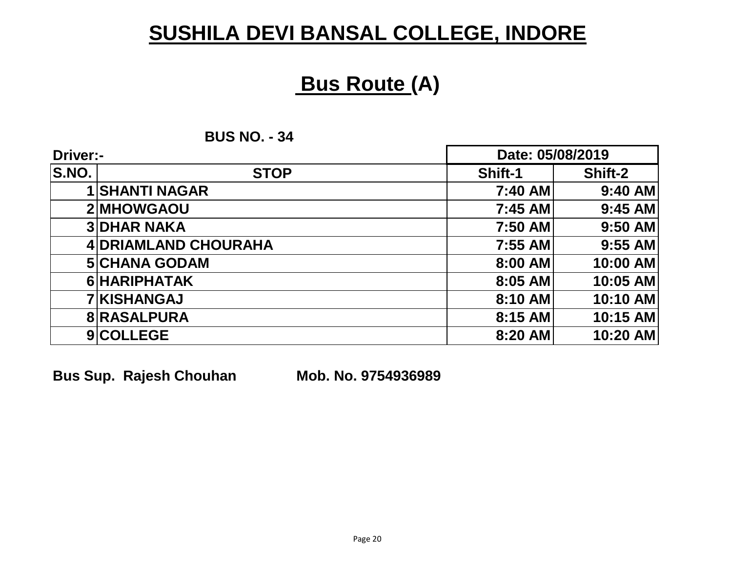# SUSHILA DEVI BANSAL COLLEGE, INDORE

## Bus Route (A)

**BUS NO. - 34**

**Driver:-**

**Date: 05/08/2019**

| S.NO. | STOP | Shift-1 | Shift-2 |
|---|---|---|---|
| 1 | SHANTI NAGAR | 7:40 AM | 9:40 AM |
| 2 | MHOWGAOU | 7:45 AM | 9:45 AM |
| 3 | DHAR NAKA | 7:50 AM | 9:50 AM |
| 4 | DRIAMLAND CHOURAHA | 7:55 AM | 9:55 AM |
| 5 | CHANA GODAM | 8:00 AM | 10:00 AM |
| 6 | HARIPHATAK | 8:05 AM | 10:05 AM |
| 7 | KISHANGAJ | 8:10 AM | 10:10 AM |
| 8 | RASALPURA | 8:15 AM | 10:15 AM |
| 9 | COLLEGE | 8:20 AM | 10:20 AM |

**Bus Sup. Rajesh Chouhan Mob. No. 9754936989**